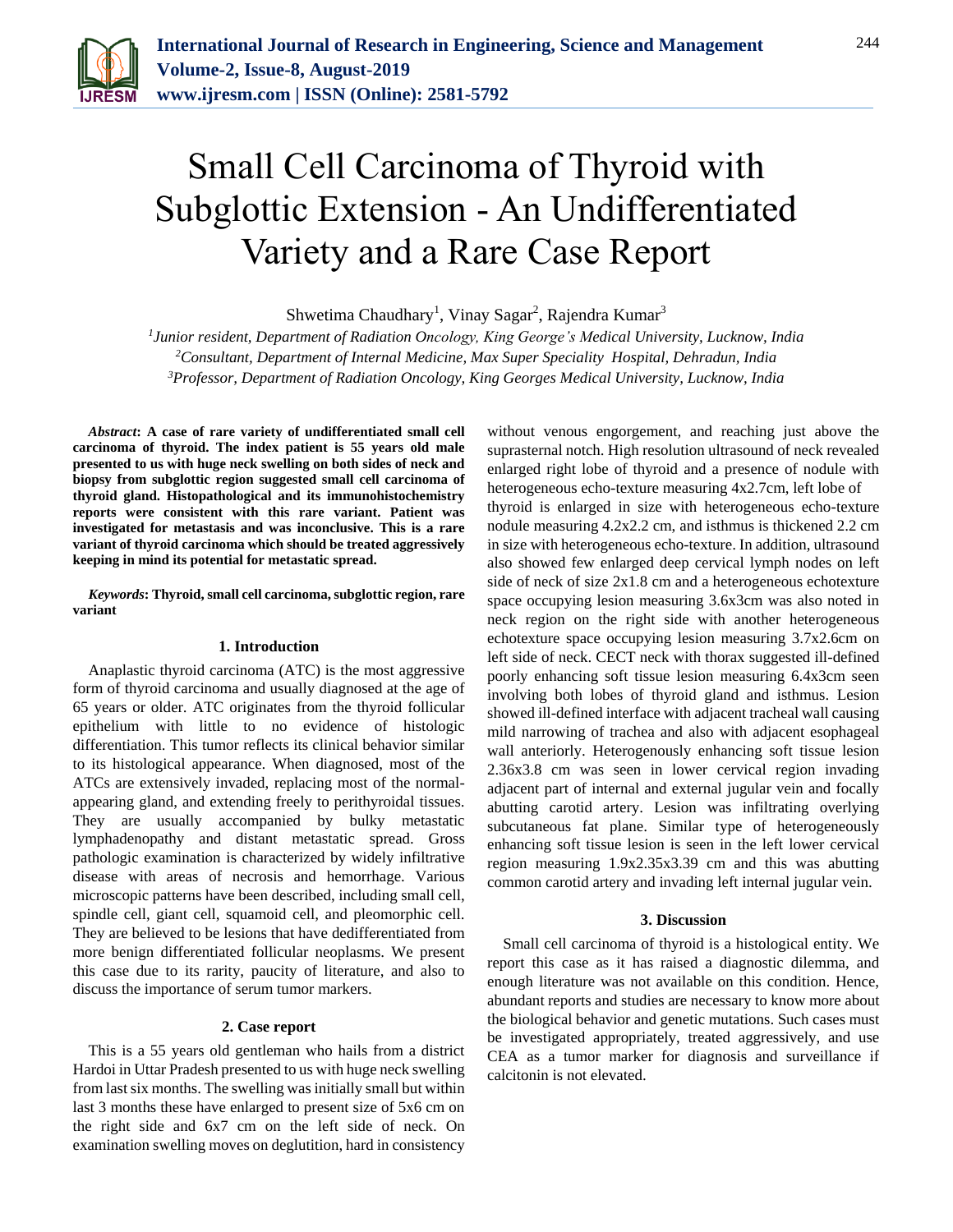# Small Cell Carcinoma of Thyroid with Subglottic Extension - An Undifferentiated Variety and a Rare Case Report

Shwetima Chaudhary[1], Vinay Sagar[2], Rajendra Kumar[3]

[1]*Junior resident, Department of Radiation Oncology, King George's Medical University, Lucknow, India*
[2]*Consultant, Department of Internal Medicine, Max Super Speciality Hospital, Dehradun, India*
[3]*Professor, Department of Radiation Oncology, King Georges Medical University, Lucknow, India*

***Abstract*: A case of rare variety of undifferentiated small cell carcinoma of thyroid. The index patient is 55 years old male presented to us with huge neck swelling on both sides of neck and biopsy from subglottic region suggested small cell carcinoma of thyroid gland. Histopathological and its immunohistochemistry reports were consistent with this rare variant. Patient was investigated for metastasis and was inconclusive. This is a rare variant of thyroid carcinoma which should be treated aggressively keeping in mind its potential for metastatic spread.**

***Keywords*: Thyroid, small cell carcinoma, subglottic region, rare variant**

## 1. Introduction

Anaplastic thyroid carcinoma (ATC) is the most aggressive form of thyroid carcinoma and usually diagnosed at the age of 65 years or older. ATC originates from the thyroid follicular epithelium with little to no evidence of histologic differentiation. This tumor reflects its clinical behavior similar to its histological appearance. When diagnosed, most of the ATCs are extensively invaded, replacing most of the normal-appearing gland, and extending freely to perithyroidal tissues. They are usually accompanied by bulky metastatic lymphadenopathy and distant metastatic spread. Gross pathologic examination is characterized by widely infiltrative disease with areas of necrosis and hemorrhage. Various microscopic patterns have been described, including small cell, spindle cell, giant cell, squamoid cell, and pleomorphic cell. They are believed to be lesions that have dedifferentiated from more benign differentiated follicular neoplasms. We present this case due to its rarity, paucity of literature, and also to discuss the importance of serum tumor markers.

## 2. Case report

This is a 55 years old gentleman who hails from a district Hardoi in Uttar Pradesh presented to us with huge neck swelling from last six months. The swelling was initially small but within last 3 months these have enlarged to present size of 5x6 cm on the right side and 6x7 cm on the left side of neck. On examination swelling moves on deglutition, hard in consistency without venous engorgement, and reaching just above the suprasternal notch. High resolution ultrasound of neck revealed enlarged right lobe of thyroid and a presence of nodule with heterogeneous echo-texture measuring 4x2.7cm, left lobe of thyroid is enlarged in size with heterogeneous echo-texture nodule measuring 4.2x2.2 cm, and isthmus is thickened 2.2 cm in size with heterogeneous echo-texture. In addition, ultrasound also showed few enlarged deep cervical lymph nodes on left side of neck of size 2x1.8 cm and a heterogeneous echotexture space occupying lesion measuring 3.6x3cm was also noted in neck region on the right side with another heterogeneous echotexture space occupying lesion measuring 3.7x2.6cm on left side of neck. CECT neck with thorax suggested ill-defined poorly enhancing soft tissue lesion measuring 6.4x3cm seen involving both lobes of thyroid gland and isthmus. Lesion showed ill-defined interface with adjacent tracheal wall causing mild narrowing of trachea and also with adjacent esophageal wall anteriorly. Heterogenously enhancing soft tissue lesion 2.36x3.8 cm was seen in lower cervical region invading adjacent part of internal and external jugular vein and focally abutting carotid artery. Lesion was infiltrating overlying subcutaneous fat plane. Similar type of heterogeneously enhancing soft tissue lesion is seen in the left lower cervical region measuring 1.9x2.35x3.39 cm and this was abutting common carotid artery and invading left internal jugular vein.

## 3. Discussion

Small cell carcinoma of thyroid is a histological entity. We report this case as it has raised a diagnostic dilemma, and enough literature was not available on this condition. Hence, abundant reports and studies are necessary to know more about the biological behavior and genetic mutations. Such cases must be investigated appropriately, treated aggressively, and use CEA as a tumor marker for diagnosis and surveillance if calcitonin is not elevated.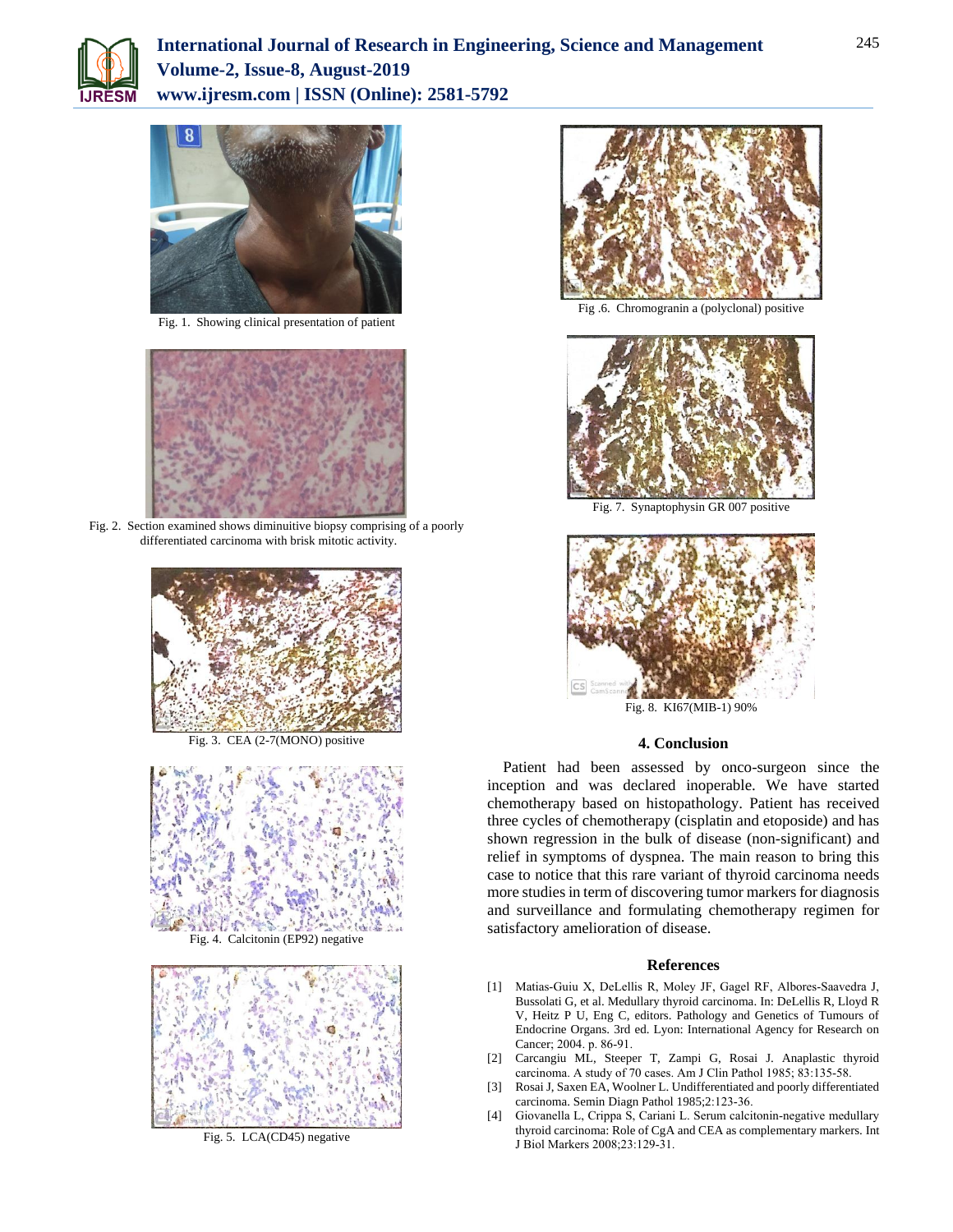Fig. 1. Showing clinical presentation of patient

Fig. 2. Section examined shows diminuitive biopsy comprising of a poorly differentiated carcinoma with brisk mitotic activity.

Fig. 3. CEA (2-7(MONO) positive

Fig. 4. Calcitonin (EP92) negative

Fig. 5. LCA(CD45) negative

Fig .6. Chromogranin a (polyclonal) positive

Fig. 7. Synaptophysin GR 007 positive

Fig. 8. KI67(MIB-1) 90%

## 4. Conclusion

Patient had been assessed by onco-surgeon since the inception and was declared inoperable. We have started chemotherapy based on histopathology. Patient has received three cycles of chemotherapy (cisplatin and etoposide) and has shown regression in the bulk of disease (non-significant) and relief in symptoms of dyspnea. The main reason to bring this case to notice that this rare variant of thyroid carcinoma needs more studies in term of discovering tumor markers for diagnosis and surveillance and formulating chemotherapy regimen for satisfactory amelioration of disease.

## References

[1] Matias-Guiu X, DeLellis R, Moley JF, Gagel RF, Albores-Saavedra J, Bussolati G, et al. Medullary thyroid carcinoma. In: DeLellis R, Lloyd R V, Heitz P U, Eng C, editors. Pathology and Genetics of Tumours of Endocrine Organs. 3rd ed. Lyon: International Agency for Research on Cancer; 2004. p. 86-91.

[2] Carcangiu ML, Steeper T, Zampi G, Rosai J. Anaplastic thyroid carcinoma. A study of 70 cases. Am J Clin Pathol 1985; 83:135-58.

[3] Rosai J, Saxen EA, Woolner L. Undifferentiated and poorly differentiated carcinoma. Semin Diagn Pathol 1985;2:123-36.

[4] Giovanella L, Crippa S, Cariani L. Serum calcitonin-negative medullary thyroid carcinoma: Role of CgA and CEA as complementary markers. Int J Biol Markers 2008;23:129-31.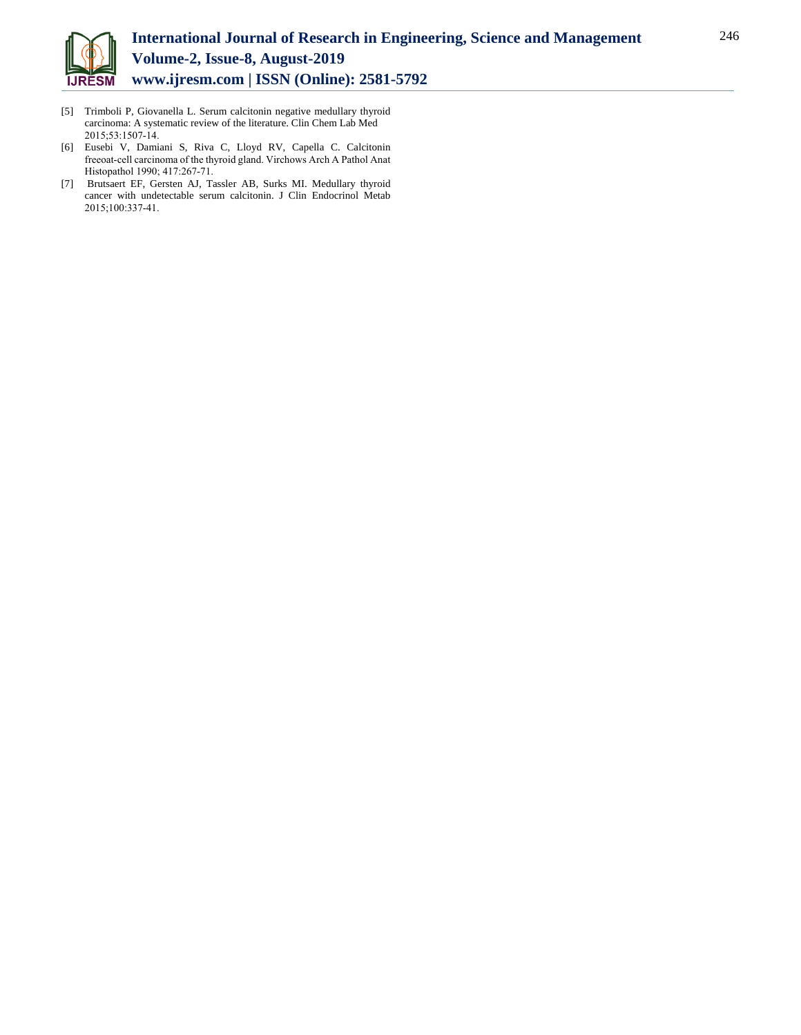[5] Trimboli P, Giovanella L. Serum calcitonin negative medullary thyroid carcinoma: A systematic review of the literature. Clin Chem Lab Med 2015;53:1507-14.

[6] Eusebi V, Damiani S, Riva C, Lloyd RV, Capella C. Calcitonin freeoat-cell carcinoma of the thyroid gland. Virchows Arch A Pathol Anat Histopathol 1990; 417:267-71.

[7] Brutsaert EF, Gersten AJ, Tassler AB, Surks MI. Medullary thyroid cancer with undetectable serum calcitonin. J Clin Endocrinol Metab 2015;100:337-41.